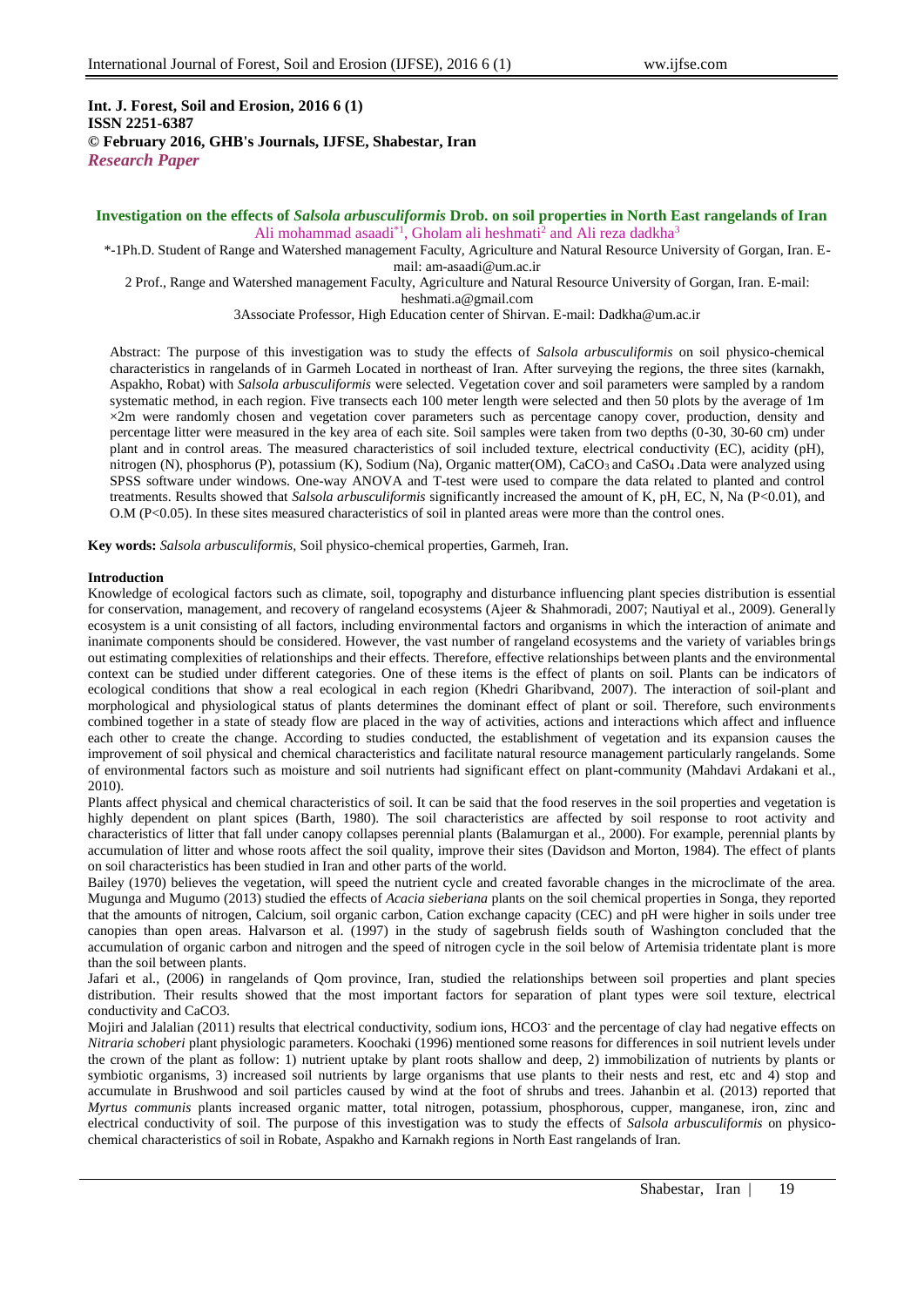**Int. J. Forest, Soil and Erosion, 2016 6 (1)**
**ISSN 2251-6387**
**© February 2016, GHB's Journals, IJFSE, Shabestar, Iran**
***Research Paper***

# Investigation on the effects of *Salsola arbusculiformis* Drob. on soil properties in North East rangelands of Iran

Ali mohammad asaadi*[1], Gholam ali heshmati[2] and Ali reza dadkha[3]

*-1Ph.D. Student of Range and Watershed management Faculty, Agriculture and Natural Resource University of Gorgan, Iran. E-mail: am-asaadi@um.ac.ir

2 Prof., Range and Watershed management Faculty, Agriculture and Natural Resource University of Gorgan, Iran. E-mail: heshmati.a@gmail.com

3Associate Professor, High Education center of Shirvan. E-mail: Dadkha@um.ac.ir

Abstract: The purpose of this investigation was to study the effects of *Salsola arbusculiformis* on soil physico-chemical characteristics in rangelands of in Garmeh Located in northeast of Iran. After surveying the regions, the three sites (karnakh, Aspakho, Robat) with *Salsola arbusculiformis* were selected. Vegetation cover and soil parameters were sampled by a random systematic method, in each region. Five transects each 100 meter length were selected and then 50 plots by the average of 1m ×2m were randomly chosen and vegetation cover parameters such as percentage canopy cover, production, density and percentage litter were measured in the key area of each site. Soil samples were taken from two depths (0-30, 30-60 cm) under plant and in control areas. The measured characteristics of soil included texture, electrical conductivity (EC), acidity (pH), nitrogen (N), phosphorus (P), potassium (K), Sodium (Na), Organic matter(OM), $CaCO_3$ and $CaSO_4$ .Data were analyzed using SPSS software under windows. One-way ANOVA and T-test were used to compare the data related to planted and control treatments. Results showed that *Salsola arbusculiformis* significantly increased the amount of K, pH, EC, N, Na ($P<0.01$), and O.M ($P<0.05$). In these sites measured characteristics of soil in planted areas were more than the control ones.

**Key words:** *Salsola arbusculiformis*, Soil physico-chemical properties, Garmeh, Iran.

## Introduction

Knowledge of ecological factors such as climate, soil, topography and disturbance influencing plant species distribution is essential for conservation, management, and recovery of rangeland ecosystems (Ajeer & Shahmoradi, 2007; Nautiyal et al., 2009). Generally ecosystem is a unit consisting of all factors, including environmental factors and organisms in which the interaction of animate and inanimate components should be considered. However, the vast number of rangeland ecosystems and the variety of variables brings out estimating complexities of relationships and their effects. Therefore, effective relationships between plants and the environmental context can be studied under different categories. One of these items is the effect of plants on soil. Plants can be indicators of ecological conditions that show a real ecological in each region (Khedri Gharibvand, 2007). The interaction of soil-plant and morphological and physiological status of plants determines the dominant effect of plant or soil. Therefore, such environments combined together in a state of steady flow are placed in the way of activities, actions and interactions which affect and influence each other to create the change. According to studies conducted, the establishment of vegetation and its expansion causes the improvement of soil physical and chemical characteristics and facilitate natural resource management particularly rangelands. Some of environmental factors such as moisture and soil nutrients had significant effect on plant-community (Mahdavi Ardakani et al., 2010).

Plants affect physical and chemical characteristics of soil. It can be said that the food reserves in the soil properties and vegetation is highly dependent on plant spices (Barth, 1980). The soil characteristics are affected by soil response to root activity and characteristics of litter that fall under canopy collapses perennial plants (Balamurgan et al., 2000). For example, perennial plants by accumulation of litter and whose roots affect the soil quality, improve their sites (Davidson and Morton, 1984). The effect of plants on soil characteristics has been studied in Iran and other parts of the world.

Bailey (1970) believes the vegetation, will speed the nutrient cycle and created favorable changes in the microclimate of the area. Mugunga and Mugumo (2013) studied the effects of *Acacia sieberiana* plants on the soil chemical properties in Songa, they reported that the amounts of nitrogen, Calcium, soil organic carbon, Cation exchange capacity (CEC) and pH were higher in soils under tree canopies than open areas. Halvarson et al. (1997) in the study of sagebrush fields south of Washington concluded that the accumulation of organic carbon and nitrogen and the speed of nitrogen cycle in the soil below of Artemisia tridentate plant is more than the soil between plants.

Jafari et al., (2006) in rangelands of Qom province, Iran, studied the relationships between soil properties and plant species distribution. Their results showed that the most important factors for separation of plant types were soil texture, electrical conductivity and CaCO3.

Mojiri and Jalalian (2011) results that electrical conductivity, sodium ions, $HCO_3^-$ and the percentage of clay had negative effects on *Nitraria schoberi* plant physiologic parameters. Koochaki (1996) mentioned some reasons for differences in soil nutrient levels under the crown of the plant as follow: 1) nutrient uptake by plant roots shallow and deep, 2) immobilization of nutrients by plants or symbiotic organisms, 3) increased soil nutrients by large organisms that use plants to their nests and rest, etc and 4) stop and accumulate in Brushwood and soil particles caused by wind at the foot of shrubs and trees. Jahanbin et al. (2013) reported that *Myrtus communis* plants increased organic matter, total nitrogen, potassium, phosphorous, cupper, manganese, iron, zinc and electrical conductivity of soil. The purpose of this investigation was to study the effects of *Salsola arbusculiformis* on physico-chemical characteristics of soil in Robate, Aspakho and Karnakh regions in North East rangelands of Iran.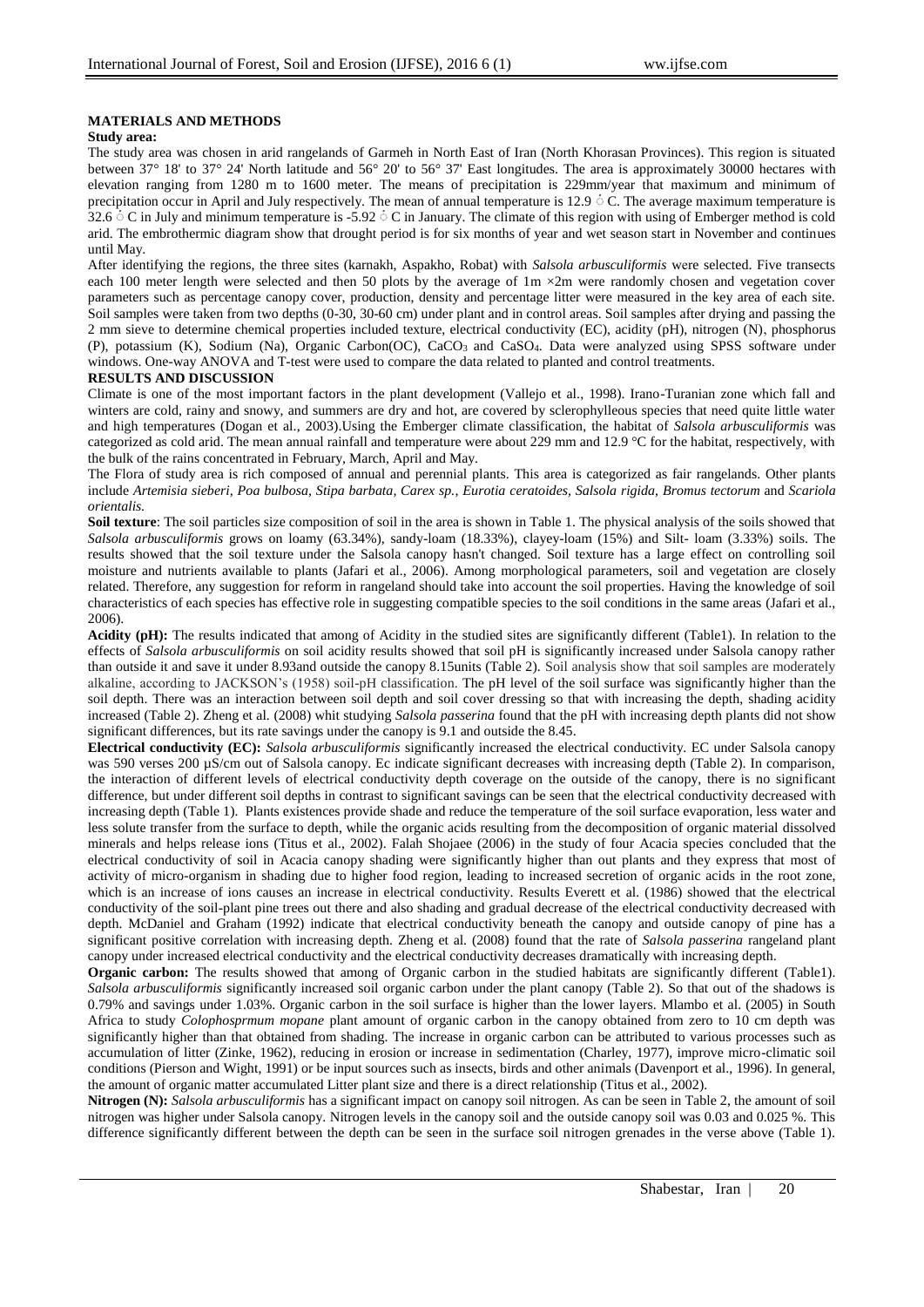## MATERIALS AND METHODS

### Study area:

The study area was chosen in arid rangelands of Garmeh in North East of Iran (North Khorasan Provinces). This region is situated between 37° 18' to 37° 24' North latitude and 56° 20' to 56° 37' East longitudes. The area is approximately 30000 hectares with elevation ranging from 1280 m to 1600 meter. The means of precipitation is 229mm/year that maximum and minimum of precipitation occur in April and July respectively. The mean of annual temperature is 12.9 ̊ C. The average maximum temperature is 32.6 ̊ C in July and minimum temperature is -5.92 ̊ C in January. The climate of this region with using of Emberger method is cold arid. The embrothermic diagram show that drought period is for six months of year and wet season start in November and continues until May.

After identifying the regions, the three sites (karnakh, Aspakho, Robat) with *Salsola arbusculiformis* were selected. Five transects each 100 meter length were selected and then 50 plots by the average of 1m ×2m were randomly chosen and vegetation cover parameters such as percentage canopy cover, production, density and percentage litter were measured in the key area of each site. Soil samples were taken from two depths (0-30, 30-60 cm) under plant and in control areas. Soil samples after drying and passing the 2 mm sieve to determine chemical properties included texture, electrical conductivity (EC), acidity (pH), nitrogen (N), phosphorus (P), potassium (K), Sodium (Na), Organic Carbon(OC), $CaCO_3$ and $CaSO_4$. Data were analyzed using SPSS software under windows. One-way ANOVA and T-test were used to compare the data related to planted and control treatments.

## RESULTS AND DISCUSSION

Climate is one of the most important factors in the plant development (Vallejo et al., 1998). Irano-Turanian zone which fall and winters are cold, rainy and snowy, and summers are dry and hot, are covered by sclerophylleous species that need quite little water and high temperatures (Dogan et al., 2003).Using the Emberger climate classification, the habitat of *Salsola arbusculiformis* was categorized as cold arid. The mean annual rainfall and temperature were about 229 mm and 12.9 °C for the habitat, respectively, with the bulk of the rains concentrated in February, March, April and May.

The Flora of study area is rich composed of annual and perennial plants. This area is categorized as fair rangelands. Other plants include *Artemisia sieberi, Poa bulbosa, Stipa barbata, Carex sp., Eurotia ceratoides, Salsola rigida, Bromus tectorum* and *Scariola orientalis.*

**Soil texture**: The soil particles size composition of soil in the area is shown in Table 1. The physical analysis of the soils showed that *Salsola arbusculiformis* grows on loamy (63.34%), sandy-loam (18.33%), clayey-loam (15%) and Silt- loam (3.33%) soils. The results showed that the soil texture under the Salsola canopy hasn't changed. Soil texture has a large effect on controlling soil moisture and nutrients available to plants (Jafari et al., 2006). Among morphological parameters, soil and vegetation are closely related. Therefore, any suggestion for reform in rangeland should take into account the soil properties. Having the knowledge of soil characteristics of each species has effective role in suggesting compatible species to the soil conditions in the same areas (Jafari et al., 2006).

**Acidity (pH):** The results indicated that among of Acidity in the studied sites are significantly different (Table1). In relation to the effects of *Salsola arbusculiformis* on soil acidity results showed that soil pH is significantly increased under Salsola canopy rather than outside it and save it under 8.93and outside the canopy 8.15units (Table 2). Soil analysis show that soil samples are moderately alkaline, according to JACKSON's (1958) soil-pH classification. The pH level of the soil surface was significantly higher than the soil depth. There was an interaction between soil depth and soil cover dressing so that with increasing the depth, shading acidity increased (Table 2). Zheng et al. (2008) whit studying *Salsola passerina* found that the pH with increasing depth plants did not show significant differences, but its rate savings under the canopy is 9.1 and outside the 8.45.

**Electrical conductivity (EC):** *Salsola arbusculiformis* significantly increased the electrical conductivity. EC under Salsola canopy was 590 verses 200 µS/cm out of Salsola canopy. Ec indicate significant decreases with increasing depth (Table 2). In comparison, the interaction of different levels of electrical conductivity depth coverage on the outside of the canopy, there is no significant difference, but under different soil depths in contrast to significant savings can be seen that the electrical conductivity decreased with increasing depth (Table 1). Plants existences provide shade and reduce the temperature of the soil surface evaporation, less water and less solute transfer from the surface to depth, while the organic acids resulting from the decomposition of organic material dissolved minerals and helps release ions (Titus et al., 2002). Falah Shojaee (2006) in the study of four Acacia species concluded that the electrical conductivity of soil in Acacia canopy shading were significantly higher than out plants and they express that most of activity of micro-organism in shading due to higher food region, leading to increased secretion of organic acids in the root zone, which is an increase of ions causes an increase in electrical conductivity. Results Everett et al. (1986) showed that the electrical conductivity of the soil-plant pine trees out there and also shading and gradual decrease of the electrical conductivity decreased with depth. McDaniel and Graham (1992) indicate that electrical conductivity beneath the canopy and outside canopy of pine has a significant positive correlation with increasing depth. Zheng et al. (2008) found that the rate of *Salsola passerina* rangeland plant canopy under increased electrical conductivity and the electrical conductivity decreases dramatically with increasing depth.

**Organic carbon:** The results showed that among of Organic carbon in the studied habitats are significantly different (Table1). *Salsola arbusculiformis* significantly increased soil organic carbon under the plant canopy (Table 2). So that out of the shadows is 0.79% and savings under 1.03%. Organic carbon in the soil surface is higher than the lower layers. Mlambo et al. (2005) in South Africa to study *Colophosprmum mopane* plant amount of organic carbon in the canopy obtained from zero to 10 cm depth was significantly higher than that obtained from shading. The increase in organic carbon can be attributed to various processes such as accumulation of litter (Zinke, 1962), reducing in erosion or increase in sedimentation (Charley, 1977), improve micro-climatic soil conditions (Pierson and Wight, 1991) or be input sources such as insects, birds and other animals (Davenport et al., 1996). In general, the amount of organic matter accumulated Litter plant size and there is a direct relationship (Titus et al., 2002).

**Nitrogen (N):** *Salsola arbusculiformis* has a significant impact on canopy soil nitrogen. As can be seen in Table 2, the amount of soil nitrogen was higher under Salsola canopy. Nitrogen levels in the canopy soil and the outside canopy soil was 0.03 and 0.025 %. This difference significantly different between the depth can be seen in the surface soil nitrogen grenades in the verse above (Table 1).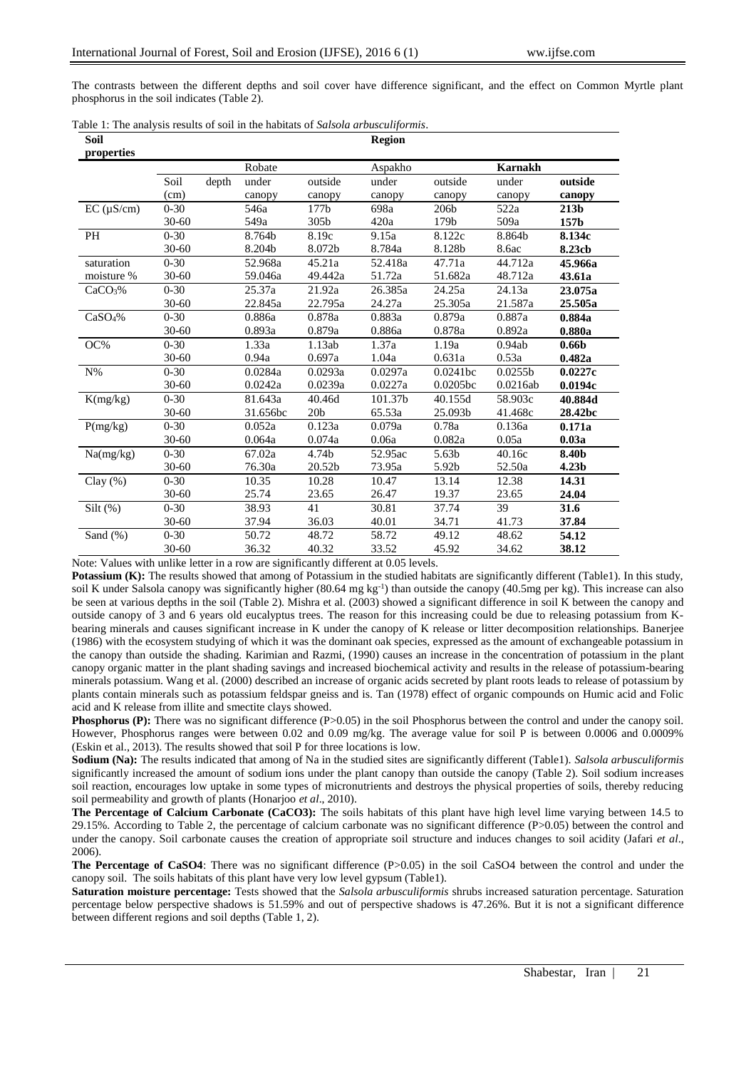The contrasts between the different depths and soil cover have difference significant, and the effect on Common Myrtle plant phosphorus in the soil indicates (Table 2).

Table 1: The analysis results of soil in the habitats of *Salsola arbusculiformis*.

| Soil properties | | Region | | | | | |
|---|---|---|---|---|---|---|---|
| | | Robate | | Aspakho | | **Karnakh** | |
| | Soil depth (cm) | under canopy | outside canopy | under canopy | outside canopy | under canopy | **outside canopy** |
| EC (μS/cm) | 0-30 | 546a | 177b | 698a | 206b | 522a | **213b** |
| | 30-60 | 549a | 305b | 420a | 179b | 509a | **157b** |
| PH | 0-30 | 8.764b | 8.19c | 9.15a | 8.122c | 8.864b | **8.134c** |
| | 30-60 | 8.204b | 8.072b | 8.784a | 8.128b | 8.6ac | **8.23cb** |
| saturation moisture % | 0-30 | 52.968a | 45.21a | 52.418a | 47.71a | 44.712a | **45.966a** |
| | 30-60 | 59.046a | 49.442a | 51.72a | 51.682a | 48.712a | **43.61a** |
| $CaCO_3$% | 0-30 | 25.37a | 21.92a | 26.385a | 24.25a | 24.13a | **23.075a** |
| | 30-60 | 22.845a | 22.795a | 24.27a | 25.305a | 21.587a | **25.505a** |
| $CaSO_4$% | 0-30 | 0.886a | 0.878a | 0.883a | 0.879a | 0.887a | **0.884a** |
| | 30-60 | 0.893a | 0.879a | 0.886a | 0.878a | 0.892a | **0.880a** |
| OC% | 0-30 | 1.33a | 1.13ab | 1.37a | 1.19a | 0.94ab | **0.66b** |
| | 30-60 | 0.94a | 0.697a | 1.04a | 0.631a | 0.53a | **0.482a** |
| N% | 0-30 | 0.0284a | 0.0293a | 0.0297a | 0.0241bc | 0.0255b | **0.0227c** |
| | 30-60 | 0.0242a | 0.0239a | 0.0227a | 0.0205bc | 0.0216ab | **0.0194c** |
| K(mg/kg) | 0-30 | 81.643a | 40.46d | 101.37b | 40.155d | 58.903c | **40.884d** |
| | 30-60 | 31.656bc | 20b | 65.53a | 25.093b | 41.468c | **28.42bc** |
| P(mg/kg) | 0-30 | 0.052a | 0.123a | 0.079a | 0.78a | 0.136a | **0.171a** |
| | 30-60 | 0.064a | 0.074a | 0.06a | 0.082a | 0.05a | **0.03a** |
| Na(mg/kg) | 0-30 | 67.02a | 4.74b | 52.95ac | 5.63b | 40.16c | **8.40b** |
| | 30-60 | 76.30a | 20.52b | 73.95a | 5.92b | 52.50a | **4.23b** |
| Clay (%) | 0-30 | 10.35 | 10.28 | 10.47 | 13.14 | 12.38 | **14.31** |
| | 30-60 | 25.74 | 23.65 | 26.47 | 19.37 | 23.65 | **24.04** |
| Silt (%) | 0-30 | 38.93 | 41 | 30.81 | 37.74 | 39 | **31.6** |
| | 30-60 | 37.94 | 36.03 | 40.01 | 34.71 | 41.73 | **37.84** |
| Sand (%) | 0-30 | 50.72 | 48.72 | 58.72 | 49.12 | 48.62 | **54.12** |
| | 30-60 | 36.32 | 40.32 | 33.52 | 45.92 | 34.62 | **38.12** |

Note: Values with unlike letter in a row are significantly different at 0.05 levels.

**Potassium (K):** The results showed that among of Potassium in the studied habitats are significantly different (Table1). In this study, soil K under Salsola canopy was significantly higher (80.64 mg $kg^{-1}$) than outside the canopy (40.5mg per kg). This increase can also be seen at various depths in the soil (Table 2). Mishra et al. (2003) showed a significant difference in soil K between the canopy and outside canopy of 3 and 6 years old eucalyptus trees. The reason for this increasing could be due to releasing potassium from K-bearing minerals and causes significant increase in K under the canopy of K release or litter decomposition relationships. Banerjee (1986) with the ecosystem studying of which it was the dominant oak species, expressed as the amount of exchangeable potassium in the canopy than outside the shading. Karimian and Razmi, (1990) causes an increase in the concentration of potassium in the plant canopy organic matter in the plant shading savings and increased biochemical activity and results in the release of potassium-bearing minerals potassium. Wang et al. (2000) described an increase of organic acids secreted by plant roots leads to release of potassium by plants contain minerals such as potassium feldspar gneiss and is. Tan (1978) effect of organic compounds on Humic acid and Folic acid and K release from illite and smectite clays showed.

**Phosphorus (P):** There was no significant difference ($P>0.05$) in the soil Phosphorus between the control and under the canopy soil. However, Phosphorus ranges were between 0.02 and 0.09 mg/kg. The average value for soil P is between 0.0006 and 0.0009% (Eskin et al., 2013). The results showed that soil P for three locations is low.

**Sodium (Na):** The results indicated that among of Na in the studied sites are significantly different (Table1). *Salsola arbusculiformis* significantly increased the amount of sodium ions under the plant canopy than outside the canopy (Table 2). Soil sodium increases soil reaction, encourages low uptake in some types of micronutrients and destroys the physical properties of soils, thereby reducing soil permeability and growth of plants (Honarjoo *et al*., 2010).

**The Percentage of Calcium Carbonate ($CaCO_3$):** The soils habitats of this plant have high level lime varying between 14.5 to 29.15%. According to Table 2, the percentage of calcium carbonate was no significant difference ($P>0.05$) between the control and under the canopy. Soil carbonate causes the creation of appropriate soil structure and induces changes to soil acidity (Jafari *et al*., 2006).

**The Percentage of $CaSO_4$**: There was no significant difference ($P>0.05$) in the soil $CaSO_4$ between the control and under the canopy soil. The soils habitats of this plant have very low level gypsum (Table1).

**Saturation moisture percentage:** Tests showed that the *Salsola arbusculiformis* shrubs increased saturation percentage. Saturation percentage below perspective shadows is 51.59% and out of perspective shadows is 47.26%. But it is not a significant difference between different regions and soil depths (Table 1, 2).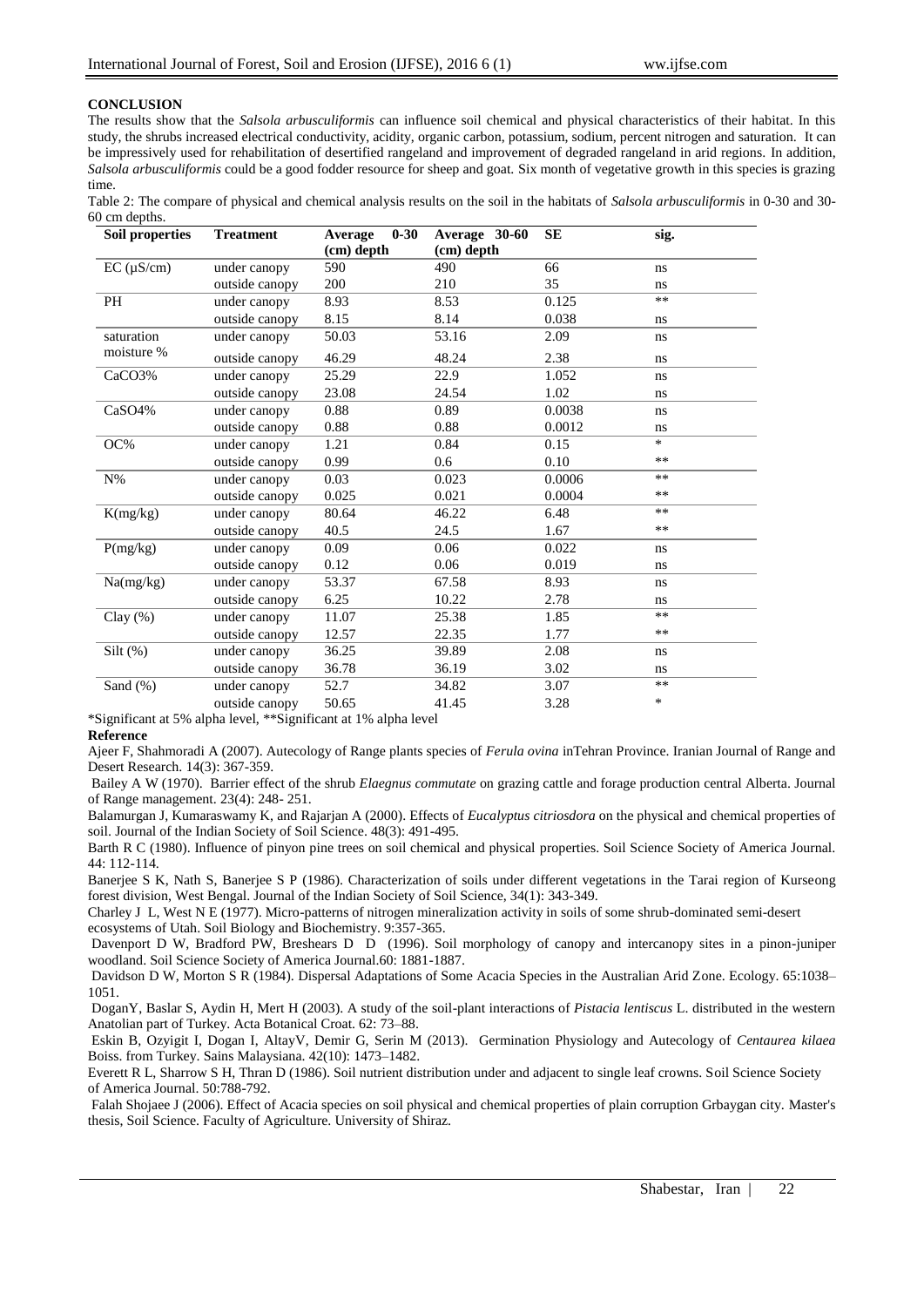**CONCLUSION**

The results show that the *Salsola arbusculiformis* can influence soil chemical and physical characteristics of their habitat. In this study, the shrubs increased electrical conductivity, acidity, organic carbon, potassium, sodium, percent nitrogen and saturation. It can be impressively used for rehabilitation of desertified rangeland and improvement of degraded rangeland in arid regions. In addition, *Salsola arbusculiformis* could be a good fodder resource for sheep and goat. Six month of vegetative growth in this species is grazing time.

Table 2: The compare of physical and chemical analysis results on the soil in the habitats of *Salsola arbusculiformis* in 0-30 and 30-60 cm depths.

| Soil properties | Treatment | Average 0-30 (cm) depth | Average 30-60 (cm) depth | SE | sig. |
|---|---|---|---|---|---|
| EC (μS/cm) | under canopy | 590 | 490 | 66 | ns |
| | outside canopy | 200 | 210 | 35 | ns |
| PH | under canopy | 8.93 | 8.53 | 0.125 | ** |
| | outside canopy | 8.15 | 8.14 | 0.038 | ns |
| saturation moisture % | under canopy | 50.03 | 53.16 | 2.09 | ns |
| | outside canopy | 46.29 | 48.24 | 2.38 | ns |
| $CaCO_3$% | under canopy | 25.29 | 22.9 | 1.052 | ns |
| | outside canopy | 23.08 | 24.54 | 1.02 | ns |
| $CaSO_4$% | under canopy | 0.88 | 0.89 | 0.0038 | ns |
| | outside canopy | 0.88 | 0.88 | 0.0012 | ns |
| OC% | under canopy | 1.21 | 0.84 | 0.15 | * |
| | outside canopy | 0.99 | 0.6 | 0.10 | ** |
| N% | under canopy | 0.03 | 0.023 | 0.0006 | ** |
| | outside canopy | 0.025 | 0.021 | 0.0004 | ** |
| K(mg/kg) | under canopy | 80.64 | 46.22 | 6.48 | ** |
| | outside canopy | 40.5 | 24.5 | 1.67 | ** |
| P(mg/kg) | under canopy | 0.09 | 0.06 | 0.022 | ns |
| | outside canopy | 0.12 | 0.06 | 0.019 | ns |
| Na(mg/kg) | under canopy | 53.37 | 67.58 | 8.93 | ns |
| | outside canopy | 6.25 | 10.22 | 2.78 | ns |
| Clay (%) | under canopy | 11.07 | 25.38 | 1.85 | ** |
| | outside canopy | 12.57 | 22.35 | 1.77 | ** |
| Silt (%) | under canopy | 36.25 | 39.89 | 2.08 | ns |
| | outside canopy | 36.78 | 36.19 | 3.02 | ns |
| Sand (%) | under canopy | 52.7 | 34.82 | 3.07 | ** |
| | outside canopy | 50.65 | 41.45 | 3.28 | * |

*Significant at 5% alpha level, **Significant at 1% alpha level

**Reference**

Ajeer F, Shahmoradi A (2007). Autecology of Range plants species of *Ferula ovina* inTehran Province. Iranian Journal of Range and Desert Research. 14(3): 367-359.

Bailey A W (1970). Barrier effect of the shrub *Elaegnus commutate* on grazing cattle and forage production central Alberta. Journal of Range management. 23(4): 248- 251.

Balamurgan J, Kumaraswamy K, and Rajarjan A (2000). Effects of *Eucalyptus citriosdora* on the physical and chemical properties of soil. Journal of the Indian Society of Soil Science. 48(3): 491-495.

Barth R C (1980). Influence of pinyon pine trees on soil chemical and physical properties. Soil Science Society of America Journal. 44: 112-114.

Banerjee S K, Nath S, Banerjee S P (1986). Characterization of soils under different vegetations in the Tarai region of Kurseong forest division, West Bengal. Journal of the Indian Society of Soil Science, 34(1): 343-349.

Charley J L, West N E (1977). Micro-patterns of nitrogen mineralization activity in soils of some shrub-dominated semi-desert ecosystems of Utah. Soil Biology and Biochemistry. 9:357-365.

Davenport D W, Bradford PW, Breshears D D (1996). Soil morphology of canopy and intercanopy sites in a pinon-juniper woodland. Soil Science Society of America Journal.60: 1881-1887.

Davidson D W, Morton S R (1984). Dispersal Adaptations of Some Acacia Species in the Australian Arid Zone. Ecology. 65:1038–1051.

DoganY, Baslar S, Aydin H, Mert H (2003). A study of the soil-plant interactions of *Pistacia lentiscus* L. distributed in the western Anatolian part of Turkey. Acta Botanical Croat. 62: 73–88.

Eskin B, Ozyigit I, Dogan I, AltayV, Demir G, Serin M (2013). Germination Physiology and Autecology of *Centaurea kilaea* Boiss. from Turkey. Sains Malaysiana. 42(10): 1473–1482.

Everett R L, Sharrow S H, Thran D (1986). Soil nutrient distribution under and adjacent to single leaf crowns. Soil Science Society of America Journal. 50:788-792.

Falah Shojaee J (2006). Effect of Acacia species on soil physical and chemical properties of plain corruption Grbaygan city. Master's thesis, Soil Science. Faculty of Agriculture. University of Shiraz.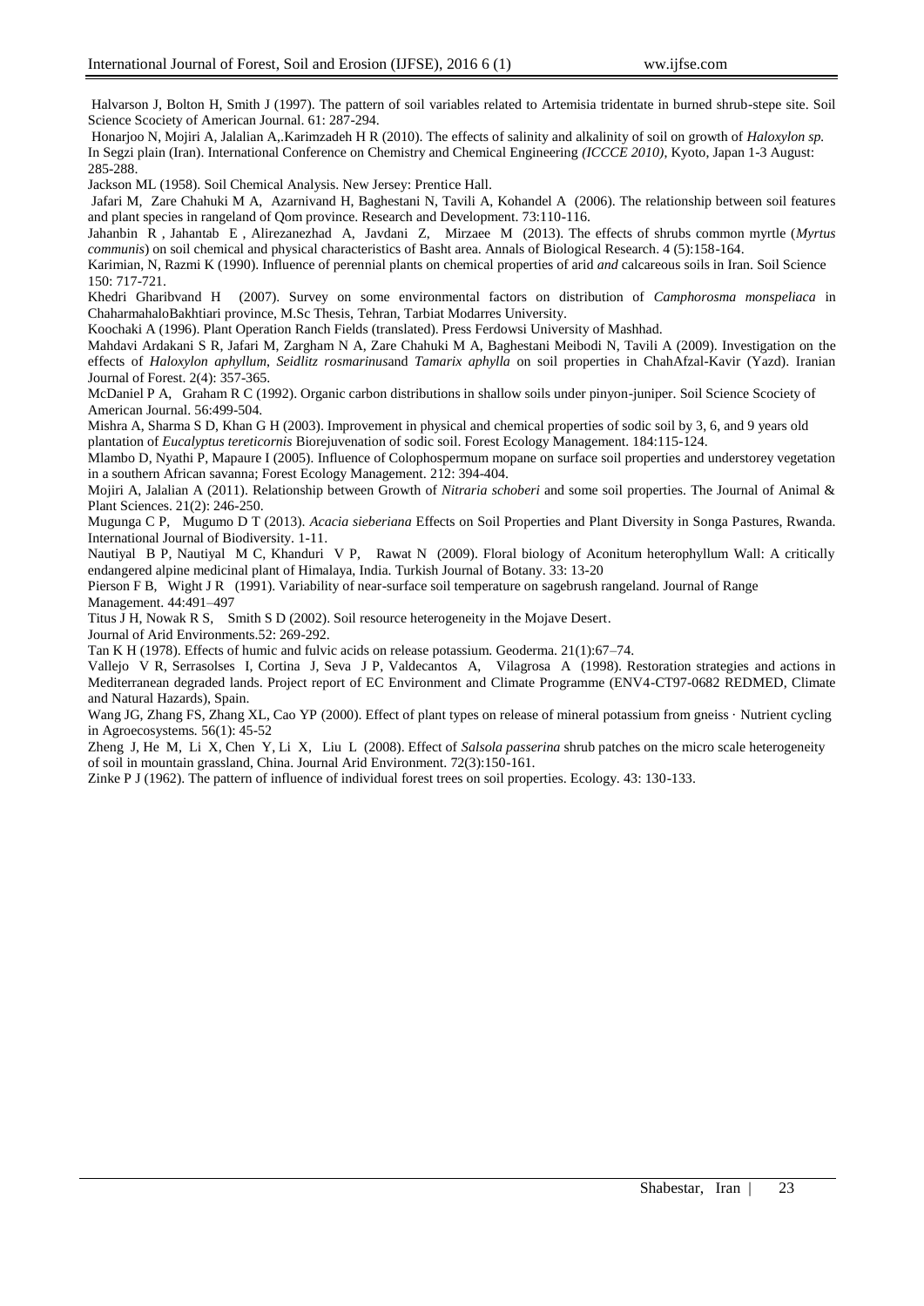Halvarson J, Bolton H, Smith J (1997). The pattern of soil variables related to Artemisia tridentate in burned shrub-stepe site. Soil Science Scociety of American Journal. 61: 287-294.

Honarjoo N, Mojiri A, Jalalian A,.Karimzadeh H R (2010). The effects of salinity and alkalinity of soil on growth of *Haloxylon sp.* In Segzi plain (Iran). International Conference on Chemistry and Chemical Engineering *(ICCCE 2010)*, Kyoto, Japan 1-3 August: 285-288.

Jackson ML (1958). Soil Chemical Analysis. New Jersey: Prentice Hall.

Jafari M, Zare Chahuki M A, Azarnivand H, Baghestani N, Tavili A, Kohandel A (2006). The relationship between soil features and plant species in rangeland of Qom province. Research and Development. 73:110-116.

Jahanbin R , Jahantab E , Alirezanezhad A, Javdani Z, Mirzaee M (2013). The effects of shrubs common myrtle (*Myrtus communis*) on soil chemical and physical characteristics of Basht area. Annals of Biological Research. 4 (5):158-164.

Karimian, N, Razmi K (1990). Influence of perennial plants on chemical properties of arid *and* calcareous soils in Iran. Soil Science 150: 717-721.

Khedri Gharibvand H (2007). Survey on some environmental factors on distribution of *Camphorosma monspeliaca* in ChaharmahaloBakhtiari province, M.Sc Thesis, Tehran, Tarbiat Modarres University.

Koochaki A (1996). Plant Operation Ranch Fields (translated). Press Ferdowsi University of Mashhad.

Mahdavi Ardakani S R, Jafari M, Zargham N A, Zare Chahuki M A, Baghestani Meibodi N, Tavili A (2009). Investigation on the effects of *Haloxylon aphyllum*, *Seidlitz rosmarinus*and *Tamarix aphylla* on soil properties in ChahAfzal-Kavir (Yazd). Iranian Journal of Forest. 2(4): 357-365.

McDaniel P A, Graham R C (1992). Organic carbon distributions in shallow soils under pinyon-juniper. Soil Science Scociety of American Journal. 56:499-504.

Mishra A, Sharma S D, Khan G H (2003). Improvement in physical and chemical properties of sodic soil by 3, 6, and 9 years old plantation of *Eucalyptus tereticornis* Biorejuvenation of sodic soil. Forest Ecology Management. 184:115-124.

Mlambo D, Nyathi P, Mapaure I (2005). Influence of Colophospermum mopane on surface soil properties and understorey vegetation in a southern African savanna; Forest Ecology Management. 212: 394-404.

Mojiri A, Jalalian A (2011). Relationship between Growth of *Nitraria schoberi* and some soil properties. The Journal of Animal & Plant Sciences. 21(2): 246-250.

Mugunga C P, Mugumo D T (2013). *Acacia sieberiana* Effects on Soil Properties and Plant Diversity in Songa Pastures, Rwanda. International Journal of Biodiversity. 1-11.

Nautiyal B P, Nautiyal M C, Khanduri V P, Rawat N (2009). Floral biology of Aconitum heterophyllum Wall: A critically endangered alpine medicinal plant of Himalaya, India. Turkish Journal of Botany. 33: 13-20

Pierson F B, Wight J R (1991). Variability of near-surface soil temperature on sagebrush rangeland. Journal of Range Management. 44:491–497

Titus J H, Nowak R S, Smith S D (2002). Soil resource heterogeneity in the Mojave Desert. Journal of Arid Environments.52: 269-292.

Tan K H (1978). Effects of humic and fulvic acids on release potassium. Geoderma. 21(1):67–74.

Vallejo V R, Serrasolses I, Cortina J, Seva J P, Valdecantos A, Vilagrosa A (1998). Restoration strategies and actions in Mediterranean degraded lands. Project report of EC Environment and Climate Programme (ENV4-CT97-0682 REDMED, Climate and Natural Hazards), Spain.

Wang JG, Zhang FS, Zhang XL, Cao YP (2000). Effect of plant types on release of mineral potassium from gneiss · Nutrient cycling in Agroecosystems. 56(1): 45-52

Zheng J, He M, Li X, Chen Y, Li X, Liu L (2008). Effect of *Salsola passerina* shrub patches on the micro scale heterogeneity of soil in mountain grassland, China. Journal Arid Environment. 72(3):150-161.

Zinke P J (1962). The pattern of influence of individual forest trees on soil properties. Ecology. 43: 130-133.